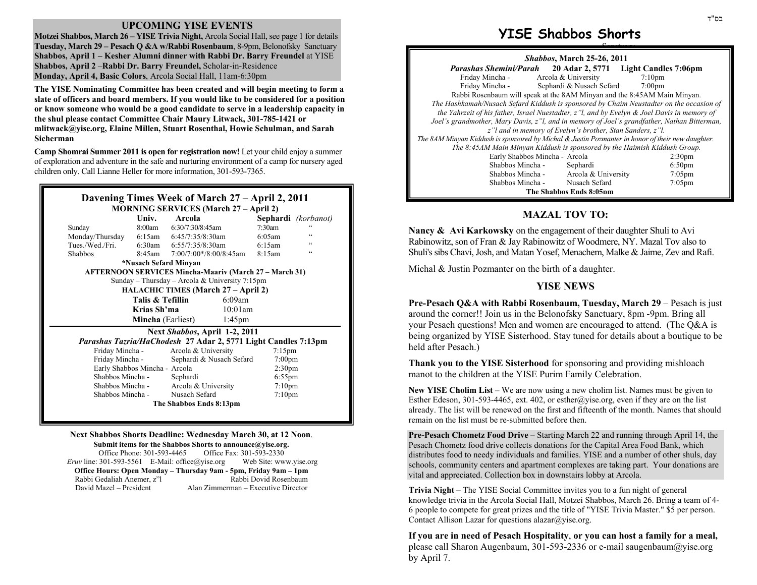בס"ד

# YISE Shabbos Shorts

| *Shabbos*, March 25-26, 2011 | | |
|---|---|---|
| ***Parashas Shemini/Parah*** **20 Adar 2, 5771** **Light Candles 7:06pm** | | |
| Friday Mincha - | Arcola & University | 7:10pm |
| Friday Mincha - | Sephardi & Nusach Sefard | 7:00pm |

Rabbi Rosenbaum will speak at the 8AM Minyan and the 8:45AM Main Minyan.

*The Hashkamah/Nusach Sefard Kiddush is sponsored by Chaim Neustadter on the occasion of the Yahrzeit of his father, Israel Nuestadter, z"l, and by Evelyn & Joel Davis in memory of Joel's grandmother, Mary Davis, z"l, and in memory of Joel's grandfather, Nathan Bitterman, z"l and in memory of Evelyn's brother, Stan Sanders, z"l.*

*The 8AM Minyan Kiddush is sponsored by Michal & Justin Pozmanter in honor of their new daughter.*

*The 8:45AM Main Minyan Kiddush is sponsored by the Haimish Kiddush Group.*

| | | |
|---|---|---|
| Early Shabbos Mincha - | Arcola | 2:30pm |
| Shabbos Mincha - | Sephardi | 6:50pm |
| Shabbos Mincha - | Arcola & University | 7:05pm |
| Shabbos Mincha - | Nusach Sefard | 7:05pm |

**The Shabbos Ends 8:05pm**

## UPCOMING YISE EVENTS

**Motzei Shabbos, March 26 – YISE Trivia Night,** Arcola Social Hall, see page 1 for details
**Tuesday, March 29 – Pesach Q &A w/Rabbi Rosenbaum**, 8-9pm, Belonofsky Sanctuary
**Shabbos, April 1 – Kesher Alumni dinner with Rabbi Dr. Barry Freundel** at YISE
**Shabbos, April 2** –**Rabbi Dr. Barry Freundel,** Scholar-in-Residence
**Monday, April 4, Basic Colors**, Arcola Social Hall, 11am-6:30pm

**The YISE Nominating Committee has been created and will begin meeting to form a slate of officers and board members. If you would like to be considered for a position or know someone who would be a good candidate to serve in a leadership capacity in the shul please contact Committee Chair Maury Litwack, 301-785-1421 or mlitwack@yise.org, Elaine Millen, Stuart Rosenthal, Howie Schulman, and Sarah Sicherman**

**Camp Shomrai Summer 2011 is open for registration now!** Let your child enjoy a summer of exploration and adventure in the safe and nurturing environment of a camp for nursery aged children only. Call Lianne Heller for more information, 301-593-7365.

## Davening Times Week of March 27 – April 2, 2011

**MORNING SERVICES (March 27 – April 2)**

| | Univ. | Arcola | Sephardi | (korbanot) |
|---|---|---|---|---|
| Sunday | 8:00am | 6:30/7:30/8:45am | 7:30am | " |
| Monday/Thursday | 6:15am | 6:45/7:35/8:30am | 6:05am | " |
| Tues./Wed./Fri. | 6:30am | 6:55/7:35/8:30am | 6:15am | " |
| Shabbos | 8:45am | 7:00/7:00\*/8:00/8:45am | 8:15am | " |

**\*Nusach Sefard Minyan**

**AFTERNOON SERVICES Mincha-Maariv (March 27 – March 31)**
Sunday – Thursday – Arcola & University 7:15pm

**HALACHIC TIMES (March 27 – April 2)**

| | |
|---|---|
| **Talis & Tefillin** | 6:09am |
| **Krias Sh'ma** | 10:01am |
| **Mincha** (Earliest) | 1:45pm |

**Next *Shabbos*, April 1-2, 2011**
***Parashas Tazria/HaChodesh*** **27 Adar 2, 5771 Light Candles 7:13pm**

| | | |
|---|---|---|
| Friday Mincha - | Arcola & University | 7:15pm |
| Friday Mincha - | Sephardi & Nusach Sefard | 7:00pm |
| Early Shabbos Mincha - | Arcola | 2:30pm |
| Shabbos Mincha - | Sephardi | 6:55pm |
| Shabbos Mincha - | Arcola & University | 7:10pm |
| Shabbos Mincha - | Nusach Sefard | 7:10pm |

**The Shabbos Ends 8:13pm**

## MAZAL TOV TO:

**Nancy & Avi Karkowsky** on the engagement of their daughter Shuli to Avi Rabinowitz, son of Fran & Jay Rabinowitz of Woodmere, NY. Mazal Tov also to Shuli's sibs Chavi, Josh, and Matan Yosef, Menachem, Malke & Jaime, Zev and Rafi.

Michal & Justin Pozmanter on the birth of a daughter.

## YISE NEWS

**Pre-Pesach Q&A with Rabbi Rosenbaum, Tuesday, March 29** – Pesach is just around the corner!! Join us in the Belonofsky Sanctuary, 8pm -9pm. Bring all your Pesach questions! Men and women are encouraged to attend. (The Q&A is being organized by YISE Sisterhood. Stay tuned for details about a boutique to be held after Pesach.)

**Thank you to the YISE Sisterhood** for sponsoring and providing mishloach manot to the children at the YISE Purim Family Celebration.

**New YISE Cholim List** – We are now using a new cholim list. Names must be given to Esther Edeson, 301-593-4465, ext. 402, or esther@yise.org, even if they are on the list already. The list will be renewed on the first and fifteenth of the month. Names that should remain on the list must be re-submitted before then.

**Pre-Pesach Chometz Food Drive** – Starting March 22 and running through April 14, the Pesach Chometz food drive collects donations for the Capital Area Food Bank, which distributes food to needy individuals and families. YISE and a number of other shuls, day schools, community centers and apartment complexes are taking part. Your donations are vital and appreciated. Collection box in downstairs lobby at Arcola.

**Trivia Night** – The YISE Social Committee invites you to a fun night of general knowledge trivia in the Arcola Social Hall, Motzei Shabbos, March 26. Bring a team of 4-6 people to compete for great prizes and the title of "YISE Trivia Master." $5 per person. Contact Allison Lazar for questions alazar@yise.org.

**If you are in need of Pesach Hospitality**, **or you can host a family for a meal,** please call Sharon Augenbaum, 301-593-2336 or e-mail saugenbaum@yise.org by April 7.

**Next Shabbos Shorts Deadline: Wednesday March 30, at 12 Noon**.
**Submit items for the Shabbos Shorts to announce@yise.org.**
Office Phone: 301-593-4465 Office Fax: 301-593-2330
*Eruv* line: 301-593-5561 E-Mail: office@yise.org Web Site: www.yise.org
**Office Hours: Open Monday – Thursday 9am - 5pm, Friday 9am – 1pm**
Rabbi Gedaliah Anemer, z"l Rabbi Dovid Rosenbaum
David Mazel – President Alan Zimmerman – Executive Director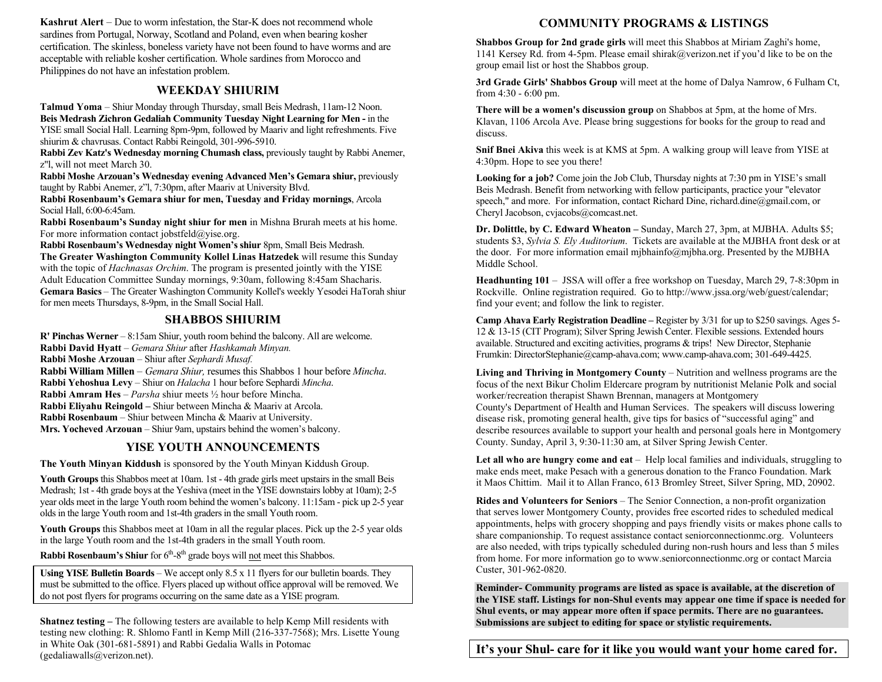**Kashrut Alert** – Due to worm infestation, the Star-K does not recommend whole sardines from Portugal, Norway, Scotland and Poland, even when bearing kosher certification. The skinless, boneless variety have not been found to have worms and are acceptable with reliable kosher certification. Whole sardines from Morocco and Philippines do not have an infestation problem.

## WEEKDAY SHIURIM

**Talmud Yoma** – Shiur Monday through Thursday, small Beis Medrash, 11am-12 Noon.
**Beis Medrash Zichron Gedaliah Community Tuesday Night Learning for Men -** in the YISE small Social Hall. Learning 8pm-9pm, followed by Maariv and light refreshments. Five shiurim & chavrusas. Contact Rabbi Reingold, 301-996-5910.
**Rabbi Zev Katz's Wednesday morning Chumash class,** previously taught by Rabbi Anemer, z"l, will not meet March 30.
**Rabbi Moshe Arzouan's Wednesday evening Advanced Men's Gemara shiur,** previously taught by Rabbi Anemer, z"l, 7:30pm, after Maariv at University Blvd.
**Rabbi Rosenbaum's Gemara shiur for men, Tuesday and Friday mornings**, Arcola Social Hall, 6:00-6:45am.
**Rabbi Rosenbaum's Sunday night shiur for men** in Mishna Brurah meets at his home. For more information contact jobstfeld@yise.org.
**Rabbi Rosenbaum's Wednesday night Women's shiur** 8pm, Small Beis Medrash.
**The Greater Washington Community Kollel Linas Hatzedek** will resume this Sunday with the topic of *Hachnasas Orchim*. The program is presented jointly with the YISE Adult Education Committee Sunday mornings, 9:30am, following 8:45am Shacharis.
**Gemara Basics** – The Greater Washington Community Kollel's weekly Yesodei HaTorah shiur for men meets Thursdays, 8-9pm, in the Small Social Hall.

## SHABBOS SHIURIM

**R' Pinchas Werner** – 8:15am Shiur, youth room behind the balcony. All are welcome.
**Rabbi David Hyatt** – *Gemara Shiur* after *Hashkamah Minyan.*
**Rabbi Moshe Arzouan** – Shiur after *Sephardi Musaf.*
**Rabbi William Millen** – *Gemara Shiur,* resumes this Shabbos 1 hour before *Mincha*.
**Rabbi Yehoshua Levy** – Shiur on *Halacha* 1 hour before Sephardi *Mincha*.
**Rabbi Amram Hes** – *Parsha* shiur meets ½ hour before Mincha.
**Rabbi Eliyahu Reingold –** Shiur between Mincha & Maariv at Arcola.
**Rabbi Rosenbaum** – Shiur between Mincha & Maariv at University.
**Mrs. Yocheved Arzouan** – Shiur 9am, upstairs behind the women's balcony.

## YISE YOUTH ANNOUNCEMENTS

**The Youth Minyan Kiddush** is sponsored by the Youth Minyan Kiddush Group.

**Youth Groups** this Shabbos meet at 10am. 1st - 4th grade girls meet upstairs in the small Beis Medrash; 1st - 4th grade boys at the Yeshiva (meet in the YISE downstairs lobby at 10am); 2-5 year olds meet in the large Youth room behind the women's balcony. 11:15am - pick up 2-5 year olds in the large Youth room and 1st-4th graders in the small Youth room.

**Youth Groups** this Shabbos meet at 10am in all the regular places. Pick up the 2-5 year olds in the large Youth room and the 1st-4th graders in the small Youth room.

**Rabbi Rosenbaum's Shiur** for 6th-8th grade boys will not meet this Shabbos.

**Using YISE Bulletin Boards** – We accept only 8.5 x 11 flyers for our bulletin boards. They must be submitted to the office. Flyers placed up without office approval will be removed. We do not post flyers for programs occurring on the same date as a YISE program.

**Shatnez testing –** The following testers are available to help Kemp Mill residents with testing new clothing: R. Shlomo Fantl in Kemp Mill (216-337-7568); Mrs. Lisette Young in White Oak (301-681-5891) and Rabbi Gedalia Walls in Potomac (gedaliawalls@verizon.net).

## COMMUNITY PROGRAMS & LISTINGS

**Shabbos Group for 2nd grade girls** will meet this Shabbos at Miriam Zaghi's home, 1141 Kersey Rd. from 4-5pm. Please email shirak@verizon.net if you'd like to be on the group email list or host the Shabbos group.

**3rd Grade Girls' Shabbos Group** will meet at the home of Dalya Namrow, 6 Fulham Ct, from 4:30 - 6:00 pm.

**There will be a women's discussion group** on Shabbos at 5pm, at the home of Mrs. Klavan, 1106 Arcola Ave. Please bring suggestions for books for the group to read and discuss.

**Snif Bnei Akiva** this week is at KMS at 5pm. A walking group will leave from YISE at 4:30pm. Hope to see you there!

**Looking for a job?** Come join the Job Club, Thursday nights at 7:30 pm in YISE's small Beis Medrash. Benefit from networking with fellow participants, practice your "elevator speech," and more. For information, contact Richard Dine, richard.dine@gmail.com, or Cheryl Jacobson, cvjacobs@comcast.net.

**Dr. Dolittle, by C. Edward Wheaton –** Sunday, March 27, 3pm, at MJBHA. Adults $5; students $3, *Sylvia S. Ely Auditorium*. Tickets are available at the MJBHA front desk or at the door. For more information email mjbhainfo@mjbha.org. Presented by the MJBHA Middle School.

**Headhunting 101** – JSSA will offer a free workshop on Tuesday, March 29, 7-8:30pm in Rockville. Online registration required. Go to http://www.jssa.org/web/guest/calendar; find your event; and follow the link to register.

**Camp Ahava Early Registration Deadline –** Register by 3/31 for up to $250 savings. Ages 5-12 & 13-15 (CIT Program); Silver Spring Jewish Center. Flexible sessions. Extended hours available. Structured and exciting activities, programs & trips! New Director, Stephanie Frumkin: DirectorStephanie@camp-ahava.com; www.camp-ahava.com; 301-649-4425.

**Living and Thriving in Montgomery County** – Nutrition and wellness programs are the focus of the next Bikur Cholim Eldercare program by nutritionist Melanie Polk and social worker/recreation therapist Shawn Brennan, managers at Montgomery County's Department of Health and Human Services. The speakers will discuss lowering disease risk, promoting general health, give tips for basics of "successful aging" and describe resources available to support your health and personal goals here in Montgomery County. Sunday, April 3, 9:30-11:30 am, at Silver Spring Jewish Center.

**Let all who are hungry come and eat** – Help local families and individuals, struggling to make ends meet, make Pesach with a generous donation to the Franco Foundation. Mark it Maos Chittim. Mail it to Allan Franco, 613 Bromley Street, Silver Spring, MD, 20902.

**Rides and Volunteers for Seniors** – The Senior Connection, a non-profit organization that serves lower Montgomery County, provides free escorted rides to scheduled medical appointments, helps with grocery shopping and pays friendly visits or makes phone calls to share companionship. To request assistance contact seniorconnectionmc.org. Volunteers are also needed, with trips typically scheduled during non-rush hours and less than 5 miles from home. For more information go to www.seniorconnectionmc.org or contact Marcia Custer, 301-962-0820.

**Reminder- Community programs are listed as space is available, at the discretion of the YISE staff. Listings for non-Shul events may appear one time if space is needed for Shul events, or may appear more often if space permits. There are no guarantees. Submissions are subject to editing for space or stylistic requirements.**

**It's your Shul- care for it like you would want your home cared for.**